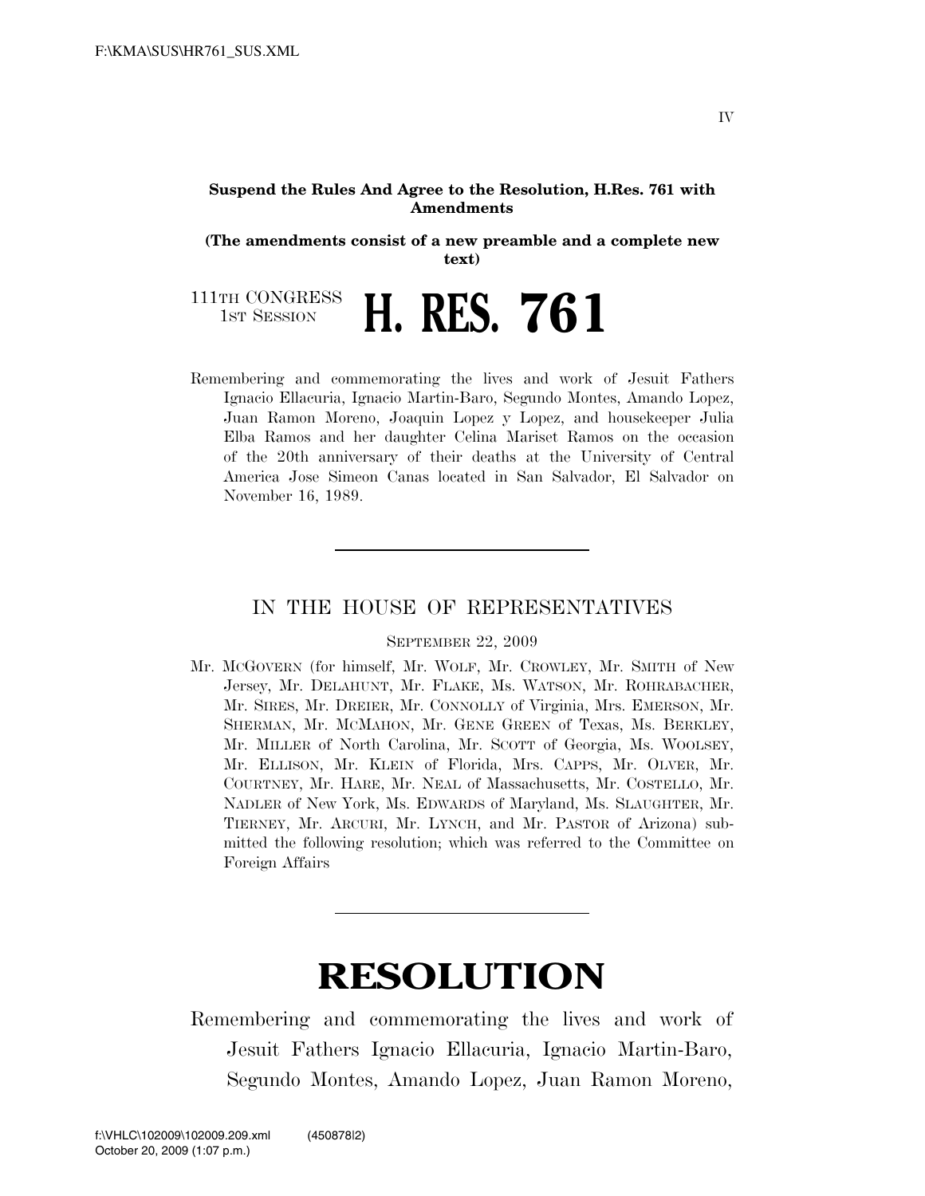**Suspend the Rules And Agree to the Resolution, H.Res. 761 with Amendments**

**(The amendments consist of a new preamble and a complete new text)**

111TH CONGRESS
1ST SESSION

# H. RES. 761

Remembering and commemorating the lives and work of Jesuit Fathers Ignacio Ellacuria, Ignacio Martin-Baro, Segundo Montes, Amando Lopez, Juan Ramon Moreno, Joaquin Lopez y Lopez, and housekeeper Julia Elba Ramos and her daughter Celina Mariset Ramos on the occasion of the 20th anniversary of their deaths at the University of Central America Jose Simeon Canas located in San Salvador, El Salvador on November 16, 1989.

---

## IN THE HOUSE OF REPRESENTATIVES

SEPTEMBER 22, 2009

Mr. MCGOVERN (for himself, Mr. WOLF, Mr. CROWLEY, Mr. SMITH of New Jersey, Mr. DELAHUNT, Mr. FLAKE, Ms. WATSON, Mr. ROHRABACHER, Mr. SIRES, Mr. DREIER, Mr. CONNOLLY of Virginia, Mrs. EMERSON, Mr. SHERMAN, Mr. MCMAHON, Mr. GENE GREEN of Texas, Ms. BERKLEY, Mr. MILLER of North Carolina, Mr. SCOTT of Georgia, Ms. WOOLSEY, Mr. ELLISON, Mr. KLEIN of Florida, Mrs. CAPPS, Mr. OLVER, Mr. COURTNEY, Mr. HARE, Mr. NEAL of Massachusetts, Mr. COSTELLO, Mr. NADLER of New York, Ms. EDWARDS of Maryland, Ms. SLAUGHTER, Mr. TIERNEY, Mr. ARCURI, Mr. LYNCH, and Mr. PASTOR of Arizona) submitted the following resolution; which was referred to the Committee on Foreign Affairs

---

# RESOLUTION

Remembering and commemorating the lives and work of Jesuit Fathers Ignacio Ellacuria, Ignacio Martin-Baro, Segundo Montes, Amando Lopez, Juan Ramon Moreno,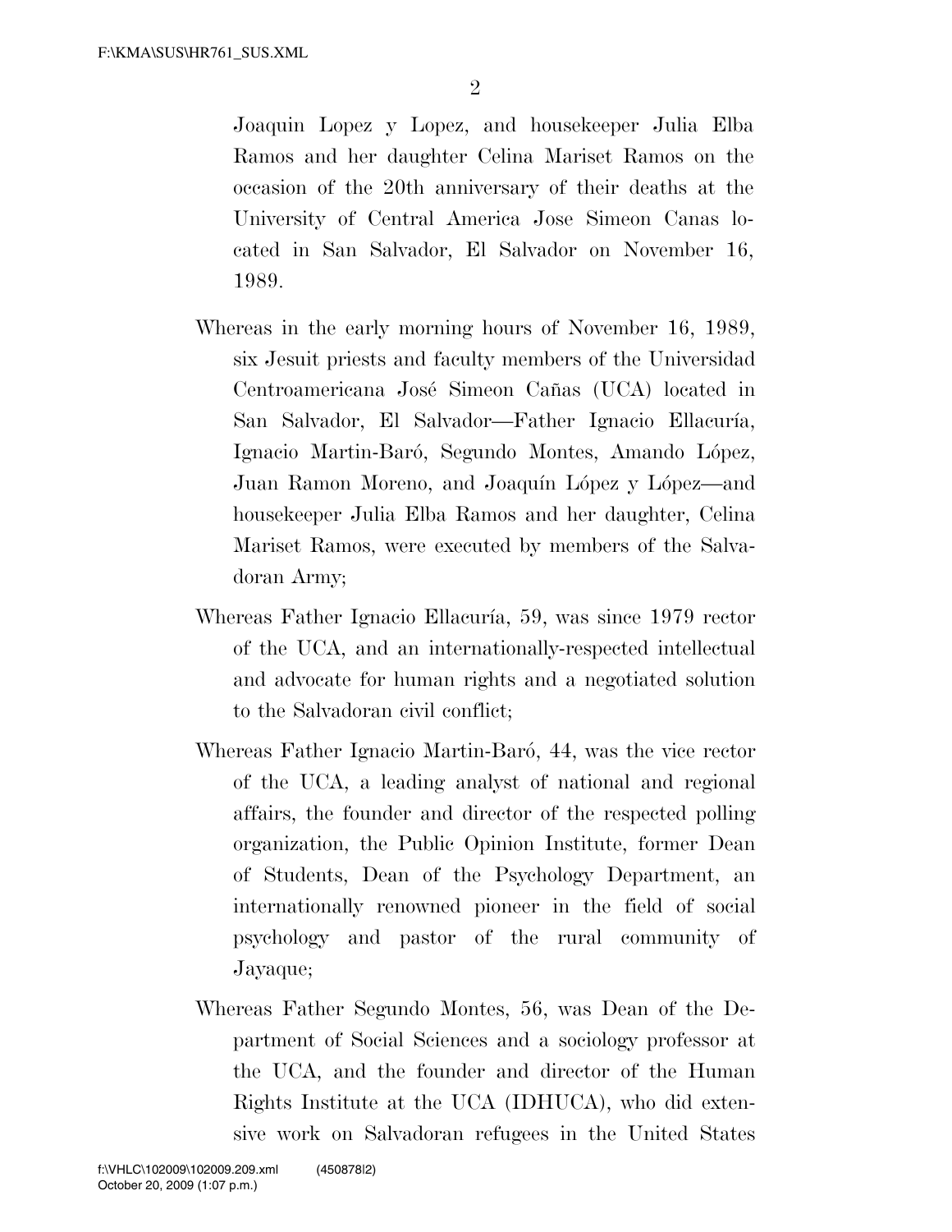Joaquin Lopez y Lopez, and housekeeper Julia Elba Ramos and her daughter Celina Mariset Ramos on the occasion of the 20th anniversary of their deaths at the University of Central America Jose Simeon Canas located in San Salvador, El Salvador on November 16, 1989.

Whereas in the early morning hours of November 16, 1989, six Jesuit priests and faculty members of the Universidad Centroamericana José Simeon Cañas (UCA) located in San Salvador, El Salvador—Father Ignacio Ellacuría, Ignacio Martin-Baró, Segundo Montes, Amando López, Juan Ramon Moreno, and Joaquín López y López—and housekeeper Julia Elba Ramos and her daughter, Celina Mariset Ramos, were executed by members of the Salvadoran Army;

Whereas Father Ignacio Ellacuría, 59, was since 1979 rector of the UCA, and an internationally-respected intellectual and advocate for human rights and a negotiated solution to the Salvadoran civil conflict;

Whereas Father Ignacio Martin-Baró, 44, was the vice rector of the UCA, a leading analyst of national and regional affairs, the founder and director of the respected polling organization, the Public Opinion Institute, former Dean of Students, Dean of the Psychology Department, an internationally renowned pioneer in the field of social psychology and pastor of the rural community of Jayaque;

Whereas Father Segundo Montes, 56, was Dean of the Department of Social Sciences and a sociology professor at the UCA, and the founder and director of the Human Rights Institute at the UCA (IDHUCA), who did extensive work on Salvadoran refugees in the United States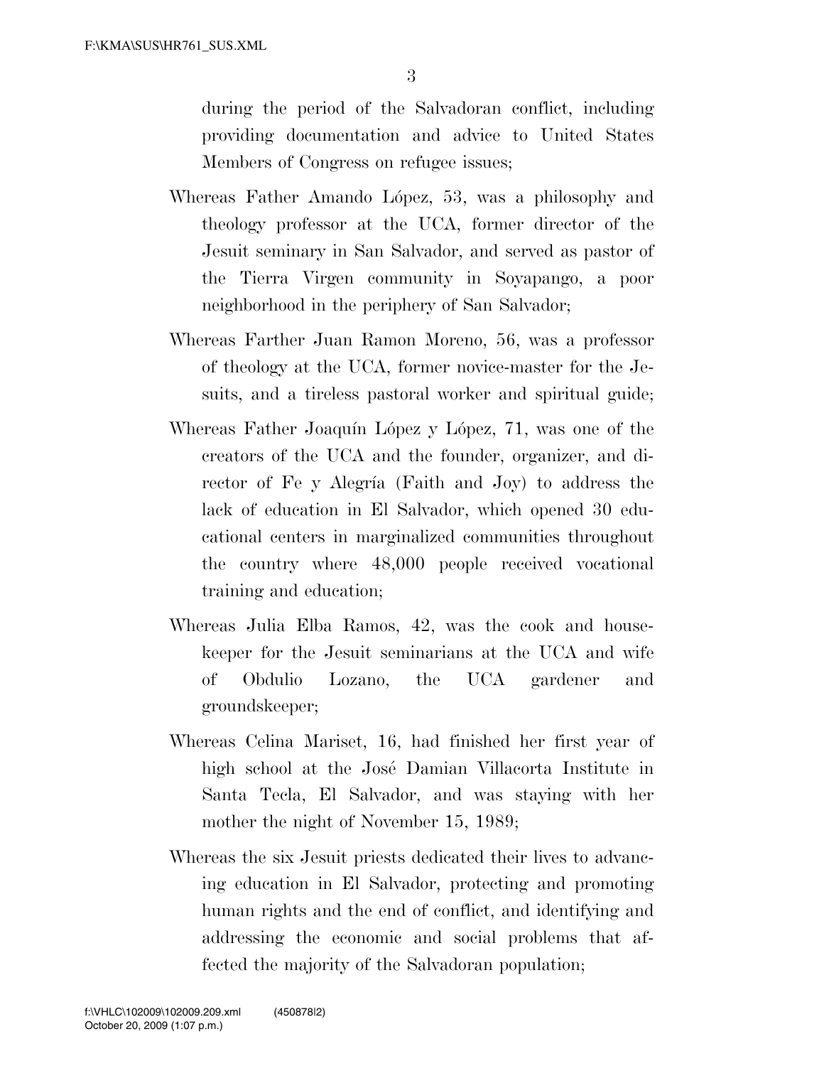during the period of the Salvadoran conflict, including providing documentation and advice to United States Members of Congress on refugee issues;

Whereas Father Amando López, 53, was a philosophy and theology professor at the UCA, former director of the Jesuit seminary in San Salvador, and served as pastor of the Tierra Virgen community in Soyapango, a poor neighborhood in the periphery of San Salvador;

Whereas Farther Juan Ramon Moreno, 56, was a professor of theology at the UCA, former novice-master for the Jesuits, and a tireless pastoral worker and spiritual guide;

Whereas Father Joaquín López y López, 71, was one of the creators of the UCA and the founder, organizer, and director of Fe y Alegría (Faith and Joy) to address the lack of education in El Salvador, which opened 30 educational centers in marginalized communities throughout the country where 48,000 people received vocational training and education;

Whereas Julia Elba Ramos, 42, was the cook and housekeeper for the Jesuit seminarians at the UCA and wife of Obdulio Lozano, the UCA gardener and groundskeeper;

Whereas Celina Mariset, 16, had finished her first year of high school at the José Damian Villacorta Institute in Santa Tecla, El Salvador, and was staying with her mother the night of November 15, 1989;

Whereas the six Jesuit priests dedicated their lives to advancing education in El Salvador, protecting and promoting human rights and the end of conflict, and identifying and addressing the economic and social problems that affected the majority of the Salvadoran population;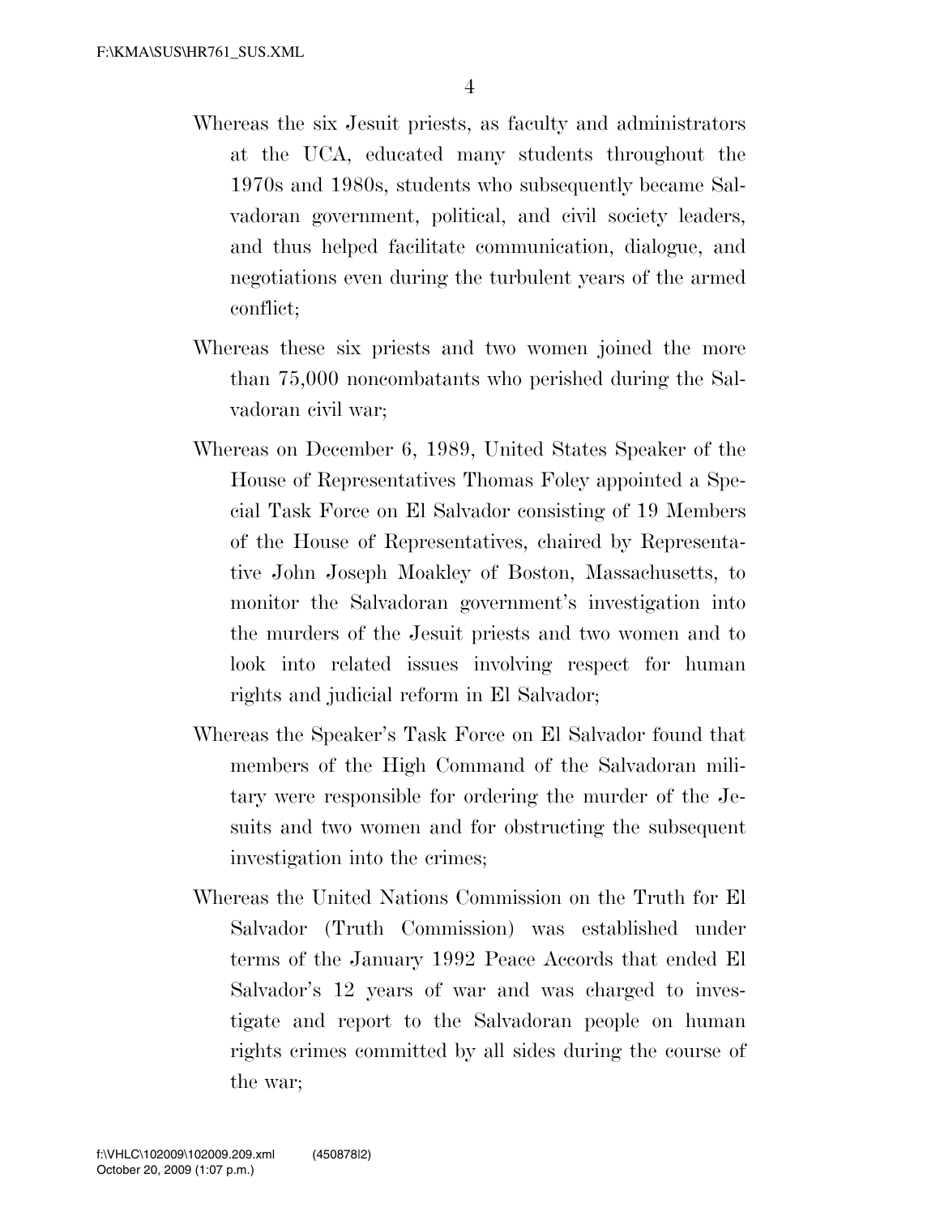Whereas the six Jesuit priests, as faculty and administrators at the UCA, educated many students throughout the 1970s and 1980s, students who subsequently became Salvadoran government, political, and civil society leaders, and thus helped facilitate communication, dialogue, and negotiations even during the turbulent years of the armed conflict;

Whereas these six priests and two women joined the more than 75,000 noncombatants who perished during the Salvadoran civil war;

Whereas on December 6, 1989, United States Speaker of the House of Representatives Thomas Foley appointed a Special Task Force on El Salvador consisting of 19 Members of the House of Representatives, chaired by Representative John Joseph Moakley of Boston, Massachusetts, to monitor the Salvadoran government's investigation into the murders of the Jesuit priests and two women and to look into related issues involving respect for human rights and judicial reform in El Salvador;

Whereas the Speaker's Task Force on El Salvador found that members of the High Command of the Salvadoran military were responsible for ordering the murder of the Jesuits and two women and for obstructing the subsequent investigation into the crimes;

Whereas the United Nations Commission on the Truth for El Salvador (Truth Commission) was established under terms of the January 1992 Peace Accords that ended El Salvador's 12 years of war and was charged to investigate and report to the Salvadoran people on human rights crimes committed by all sides during the course of the war;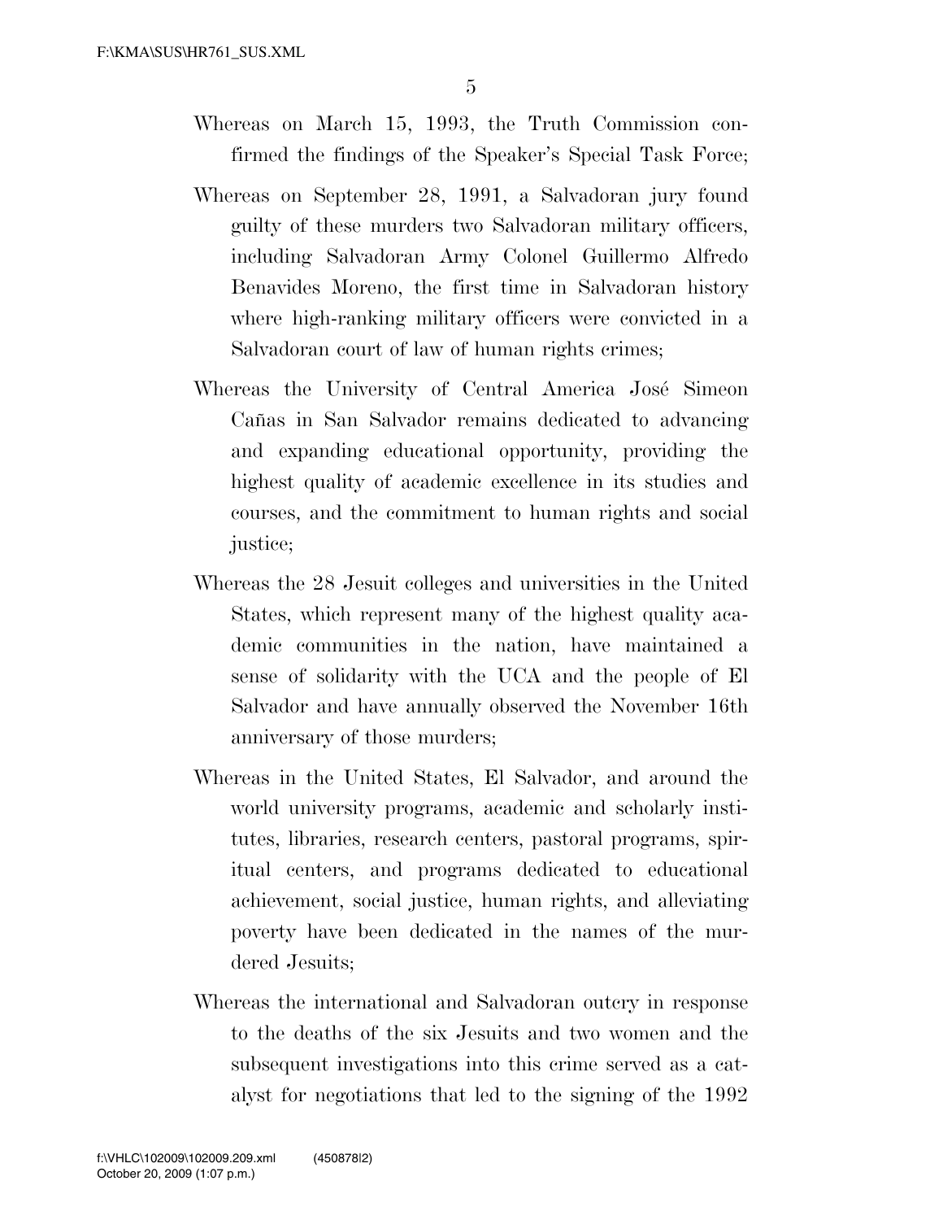Whereas on March 15, 1993, the Truth Commission confirmed the findings of the Speaker's Special Task Force;

Whereas on September 28, 1991, a Salvadoran jury found guilty of these murders two Salvadoran military officers, including Salvadoran Army Colonel Guillermo Alfredo Benavides Moreno, the first time in Salvadoran history where high-ranking military officers were convicted in a Salvadoran court of law of human rights crimes;

Whereas the University of Central America José Simeon Cañas in San Salvador remains dedicated to advancing and expanding educational opportunity, providing the highest quality of academic excellence in its studies and courses, and the commitment to human rights and social justice;

Whereas the 28 Jesuit colleges and universities in the United States, which represent many of the highest quality academic communities in the nation, have maintained a sense of solidarity with the UCA and the people of El Salvador and have annually observed the November 16th anniversary of those murders;

Whereas in the United States, El Salvador, and around the world university programs, academic and scholarly institutes, libraries, research centers, pastoral programs, spiritual centers, and programs dedicated to educational achievement, social justice, human rights, and alleviating poverty have been dedicated in the names of the murdered Jesuits;

Whereas the international and Salvadoran outcry in response to the deaths of the six Jesuits and two women and the subsequent investigations into this crime served as a catalyst for negotiations that led to the signing of the 1992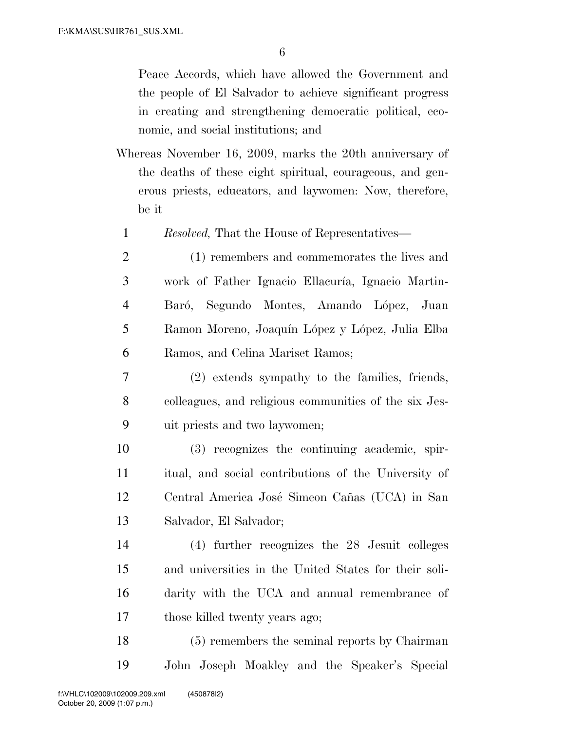Peace Accords, which have allowed the Government and the people of El Salvador to achieve significant progress in creating and strengthening democratic political, economic, and social institutions; and

Whereas November 16, 2009, marks the 20th anniversary of the deaths of these eight spiritual, courageous, and generous priests, educators, and laywomen: Now, therefore, be it

1 *Resolved,* That the House of Representatives—

2 (1) remembers and commemorates the lives and
3 work of Father Ignacio Ellacuría, Ignacio Martin-
4 Baró, Segundo Montes, Amando López, Juan
5 Ramon Moreno, Joaquín López y López, Julia Elba
6 Ramos, and Celina Mariset Ramos;

7 (2) extends sympathy to the families, friends,
8 colleagues, and religious communities of the six Jes-
9 uit priests and two laywomen;

10 (3) recognizes the continuing academic, spir-
11 itual, and social contributions of the University of
12 Central America José Simeon Cañas (UCA) in San
13 Salvador, El Salvador;

14 (4) further recognizes the 28 Jesuit colleges
15 and universities in the United States for their soli-
16 darity with the UCA and annual remembrance of
17 those killed twenty years ago;

18 (5) remembers the seminal reports by Chairman
19 John Joseph Moakley and the Speaker's Special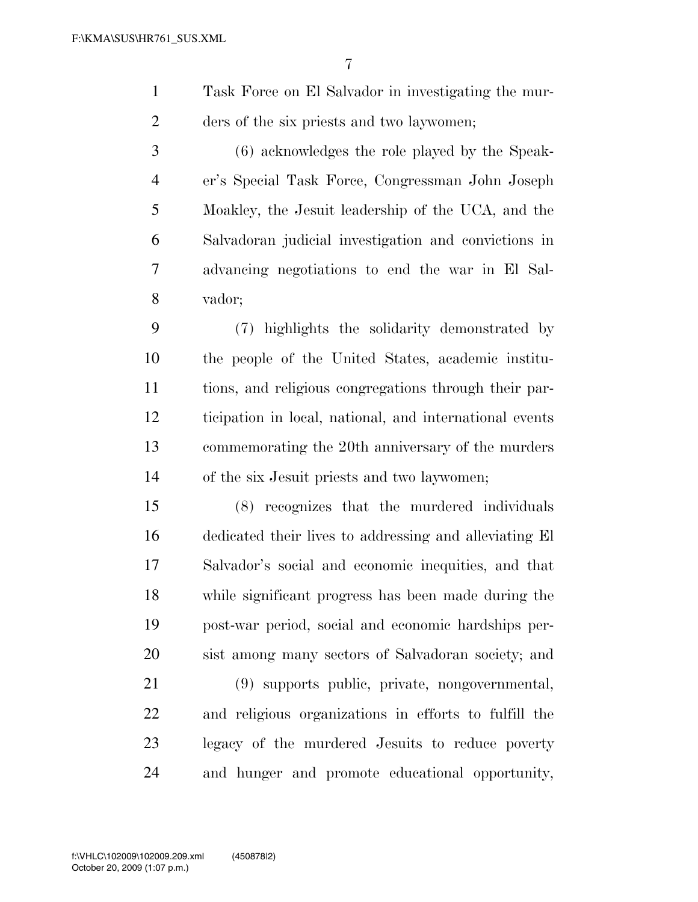Task Force on El Salvador in investigating the murders of the six priests and two laywomen;

(6) acknowledges the role played by the Speaker's Special Task Force, Congressman John Joseph Moakley, the Jesuit leadership of the UCA, and the Salvadoran judicial investigation and convictions in advancing negotiations to end the war in El Salvador;

(7) highlights the solidarity demonstrated by the people of the United States, academic institutions, and religious congregations through their participation in local, national, and international events commemorating the 20th anniversary of the murders of the six Jesuit priests and two laywomen;

(8) recognizes that the murdered individuals dedicated their lives to addressing and alleviating El Salvador's social and economic inequities, and that while significant progress has been made during the post-war period, social and economic hardships persist among many sectors of Salvadoran society; and

(9) supports public, private, nongovernmental, and religious organizations in efforts to fulfill the legacy of the murdered Jesuits to reduce poverty and hunger and promote educational opportunity,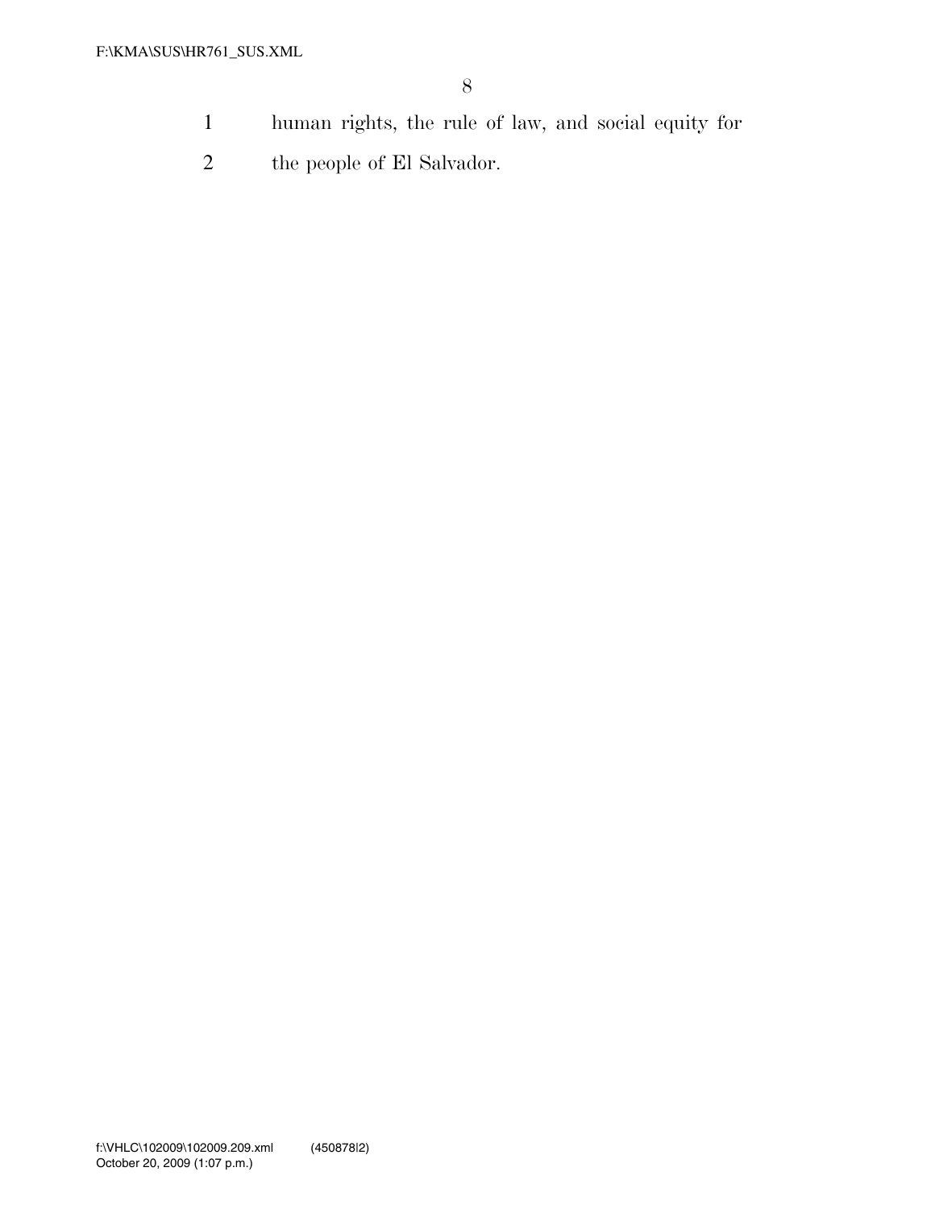human rights, the rule of law, and social equity for the people of El Salvador.